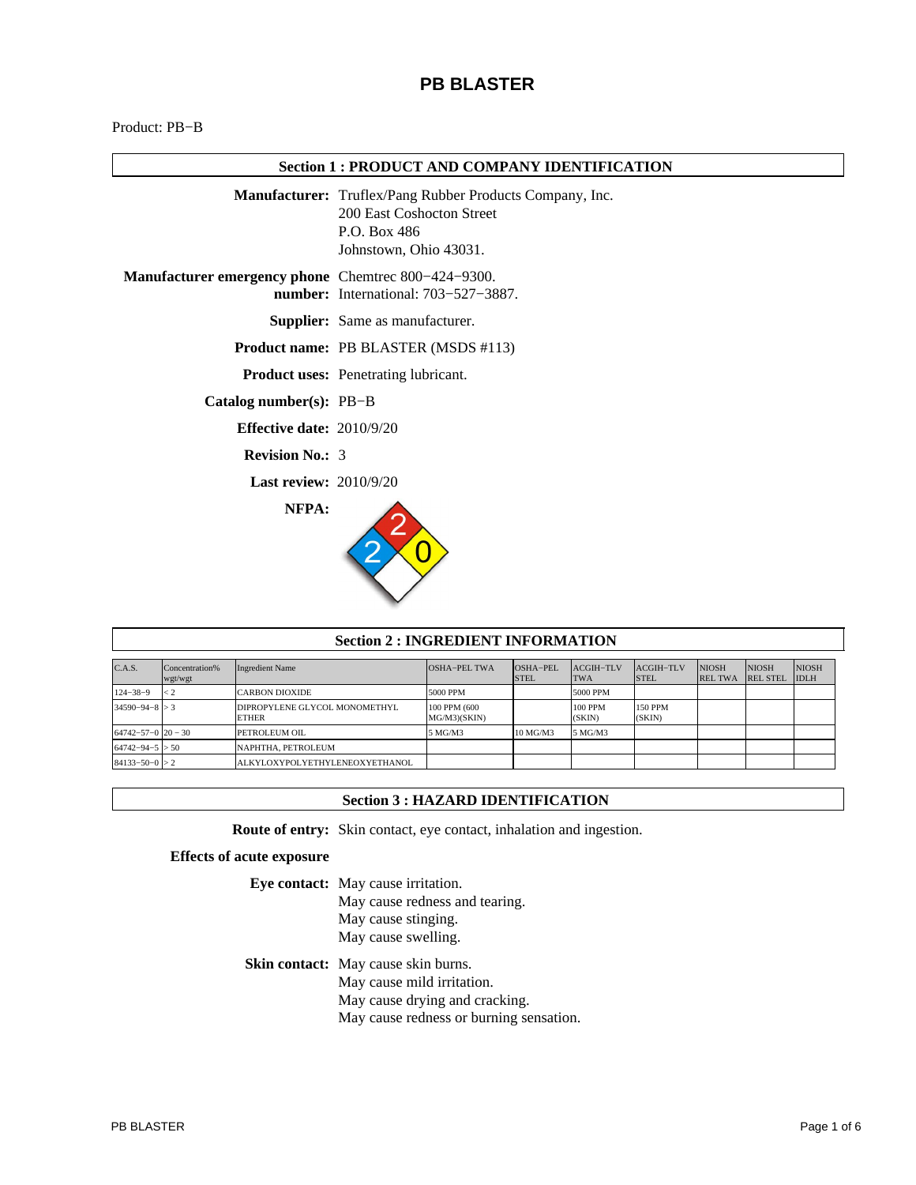# PB BLASTER

Product: PB−B

## Section 1 : PRODUCT AND COMPANY IDENTIFICATION

**Manufacturer:** Truflex/Pang Rubber Products Company, Inc.
200 East Coshocton Street
P.O. Box 486
Johnstown, Ohio 43031.

**Manufacturer emergency phone number:** Chemtrec 800−424−9300.
International: 703−527−3887.

**Supplier:** Same as manufacturer.

**Product name:** PB BLASTER (MSDS #113)

**Product uses:** Penetrating lubricant.

**Catalog number(s):** PB−B

**Effective date:** 2010/9/20

**Revision No.:** 3

**Last review:** 2010/9/20

**NFPA:** Health: 2, Flammability: 2, Reactivity: 0

## Section 2 : INGREDIENT INFORMATION

| C.A.S. | Concentration% wgt/wgt | Ingredient Name | OSHA−PEL TWA | OSHA−PEL STEL | ACGIH−TLV TWA | ACGIH−TLV STEL | NIOSH REL TWA | NIOSH REL STEL | NIOSH IDLH |
|---|---|---|---|---|---|---|---|---|---|
| 124−38−9 | < 2 | CARBON DIOXIDE | 5000 PPM | | 5000 PPM | | | | |
| 34590−94−8 | > 3 | DIPROPYLENE GLYCOL MONOMETHYL ETHER | 100 PPM (600 MG/M3)(SKIN) | | 100 PPM (SKIN) | 150 PPM (SKIN) | | | |
| 64742−57−0 | 20 − 30 | PETROLEUM OIL | 5 MG/M3 | 10 MG/M3 | 5 MG/M3 | | | | |
| 64742−94−5 | > 50 | NAPHTHA, PETROLEUM | | | | | | | |
| 84133−50−0 | > 2 | ALKYLOXYPOLYETHYLENEOXYETHANOL | | | | | | | |

## Section 3 : HAZARD IDENTIFICATION

**Route of entry:** Skin contact, eye contact, inhalation and ingestion.

**Effects of acute exposure**

**Eye contact:** May cause irritation.
May cause redness and tearing.
May cause stinging.
May cause swelling.

**Skin contact:** May cause skin burns.
May cause mild irritation.
May cause drying and cracking.
May cause redness or burning sensation.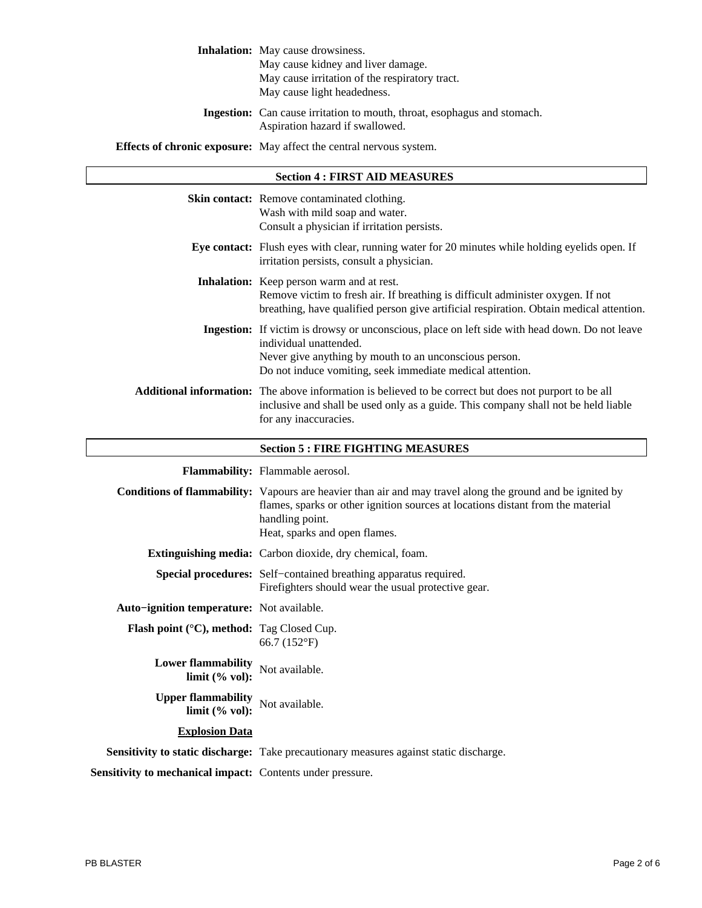**Inhalation:** May cause drowsiness.
May cause kidney and liver damage.
May cause irritation of the respiratory tract.
May cause light headedness.

**Ingestion:** Can cause irritation to mouth, throat, esophagus and stomach.
Aspiration hazard if swallowed.

**Effects of chronic exposure:** May affect the central nervous system.

## Section 4 : FIRST AID MEASURES

**Skin contact:** Remove contaminated clothing.
Wash with mild soap and water.
Consult a physician if irritation persists.

**Eye contact:** Flush eyes with clear, running water for 20 minutes while holding eyelids open. If irritation persists, consult a physician.

**Inhalation:** Keep person warm and at rest.
Remove victim to fresh air. If breathing is difficult administer oxygen. If not breathing, have qualified person give artificial respiration. Obtain medical attention.

**Ingestion:** If victim is drowsy or unconscious, place on left side with head down. Do not leave individual unattended.
Never give anything by mouth to an unconscious person.
Do not induce vomiting, seek immediate medical attention.

**Additional information:** The above information is believed to be correct but does not purport to be all inclusive and shall be used only as a guide. This company shall not be held liable for any inaccuracies.

## Section 5 : FIRE FIGHTING MEASURES

**Flammability:** Flammable aerosol.

**Conditions of flammability:** Vapours are heavier than air and may travel along the ground and be ignited by flames, sparks or other ignition sources at locations distant from the material handling point.
Heat, sparks and open flames.

**Extinguishing media:** Carbon dioxide, dry chemical, foam.

**Special procedures:** Self−contained breathing apparatus required.
Firefighters should wear the usual protective gear.

**Auto−ignition temperature:** Not available.

**Flash point (°C), method:** Tag Closed Cup.
66.7 (152°F)

**Lower flammability limit (% vol):** Not available.

**Upper flammability limit (% vol):** Not available.

**Explosion Data**

**Sensitivity to static discharge:** Take precautionary measures against static discharge.

**Sensitivity to mechanical impact:** Contents under pressure.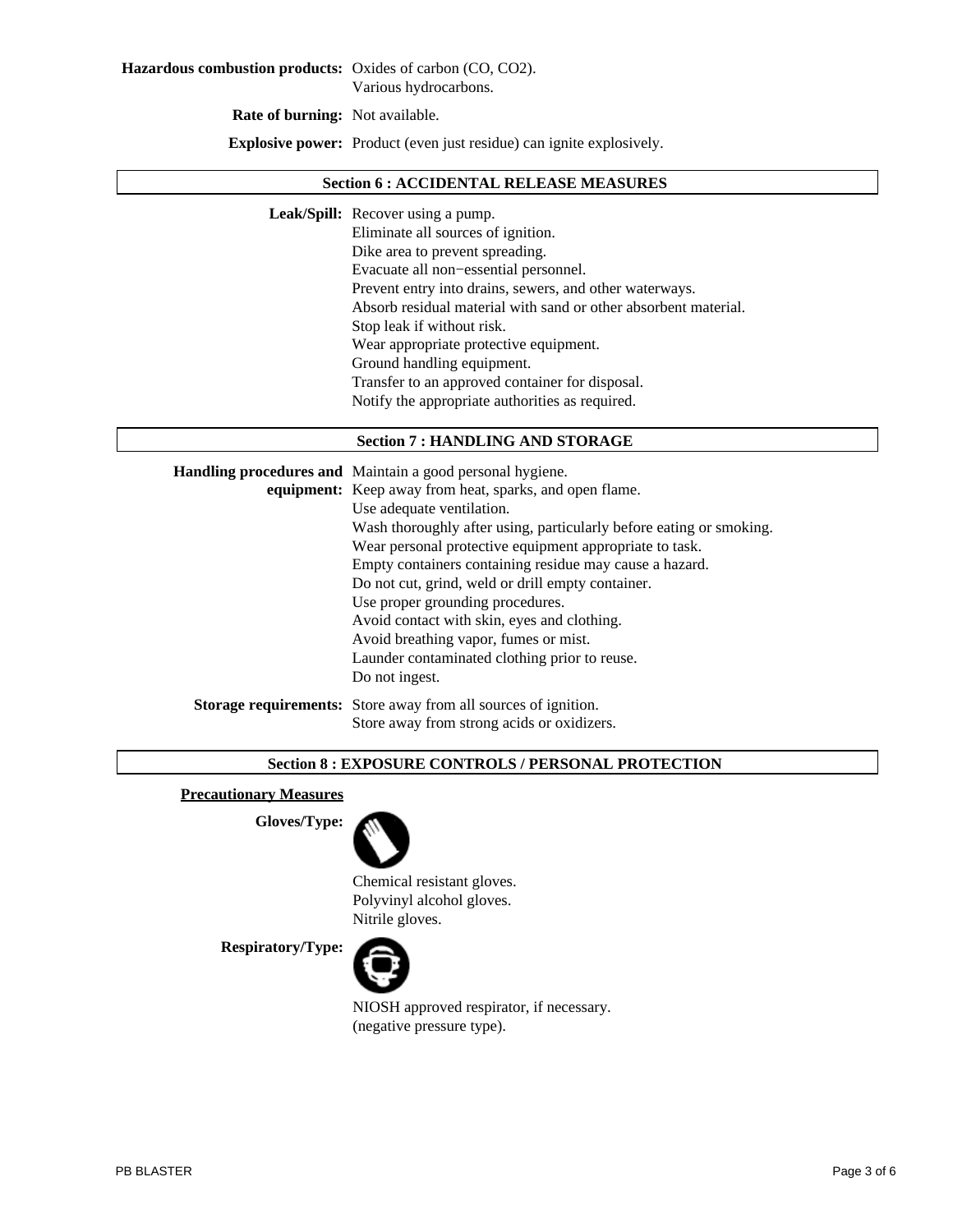**Hazardous combustion products:** Oxides of carbon ($CO$, $CO_2$).
Various hydrocarbons.

**Rate of burning:** Not available.

**Explosive power:** Product (even just residue) can ignite explosively.

## Section 6 : ACCIDENTAL RELEASE MEASURES

**Leak/Spill:** Recover using a pump.
Eliminate all sources of ignition.
Dike area to prevent spreading.
Evacuate all non−essential personnel.
Prevent entry into drains, sewers, and other waterways.
Absorb residual material with sand or other absorbent material.
Stop leak if without risk.
Wear appropriate protective equipment.
Ground handling equipment.
Transfer to an approved container for disposal.
Notify the appropriate authorities as required.

## Section 7 : HANDLING AND STORAGE

**Handling procedures and equipment:** Maintain a good personal hygiene.
Keep away from heat, sparks, and open flame.
Use adequate ventilation.
Wash thoroughly after using, particularly before eating or smoking.
Wear personal protective equipment appropriate to task.
Empty containers containing residue may cause a hazard.
Do not cut, grind, weld or drill empty container.
Use proper grounding procedures.
Avoid contact with skin, eyes and clothing.
Avoid breathing vapor, fumes or mist.
Launder contaminated clothing prior to reuse.
Do not ingest.

**Storage requirements:** Store away from all sources of ignition.
Store away from strong acids or oxidizers.

## Section 8 : EXPOSURE CONTROLS / PERSONAL PROTECTION

**Precautionary Measures**

**Gloves/Type:**
Chemical resistant gloves.
Polyvinyl alcohol gloves.
Nitrile gloves.

**Respiratory/Type:**
NIOSH approved respirator, if necessary.
(negative pressure type).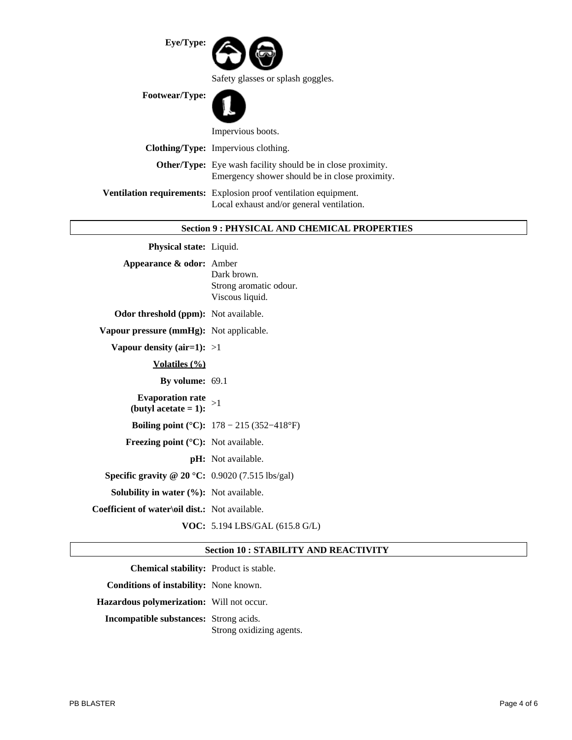**Eye/Type:** Safety glasses or splash goggles.

**Footwear/Type:** Impervious boots.

**Clothing/Type:** Impervious clothing.

**Other/Type:** Eye wash facility should be in close proximity.
Emergency shower should be in close proximity.

**Ventilation requirements:** Explosion proof ventilation equipment.
Local exhaust and/or general ventilation.

## Section 9 : PHYSICAL AND CHEMICAL PROPERTIES

**Physical state:** Liquid.

**Appearance & odor:** Amber
Dark brown.
Strong aromatic odour.
Viscous liquid.

**Odor threshold (ppm):** Not available.

**Vapour pressure (mmHg):** Not applicable.

**Vapour density (air=1):** >1

**Volatiles (%)**

**By volume:** 69.1

**Evaporation rate (butyl acetate = 1):** >1

**Boiling point (°C):** 178 − 215 (352−418°F)

**Freezing point (°C):** Not available.

**pH:** Not available.

**Specific gravity @ 20 °C:** 0.9020 (7.515 lbs/gal)

**Solubility in water (%):** Not available.

**Coefficient of water\oil dist.:** Not available.

**VOC:** 5.194 LBS/GAL (615.8 G/L)

## Section 10 : STABILITY AND REACTIVITY

**Chemical stability:** Product is stable.

**Conditions of instability:** None known.

**Hazardous polymerization:** Will not occur.

**Incompatible substances:** Strong acids.
Strong oxidizing agents.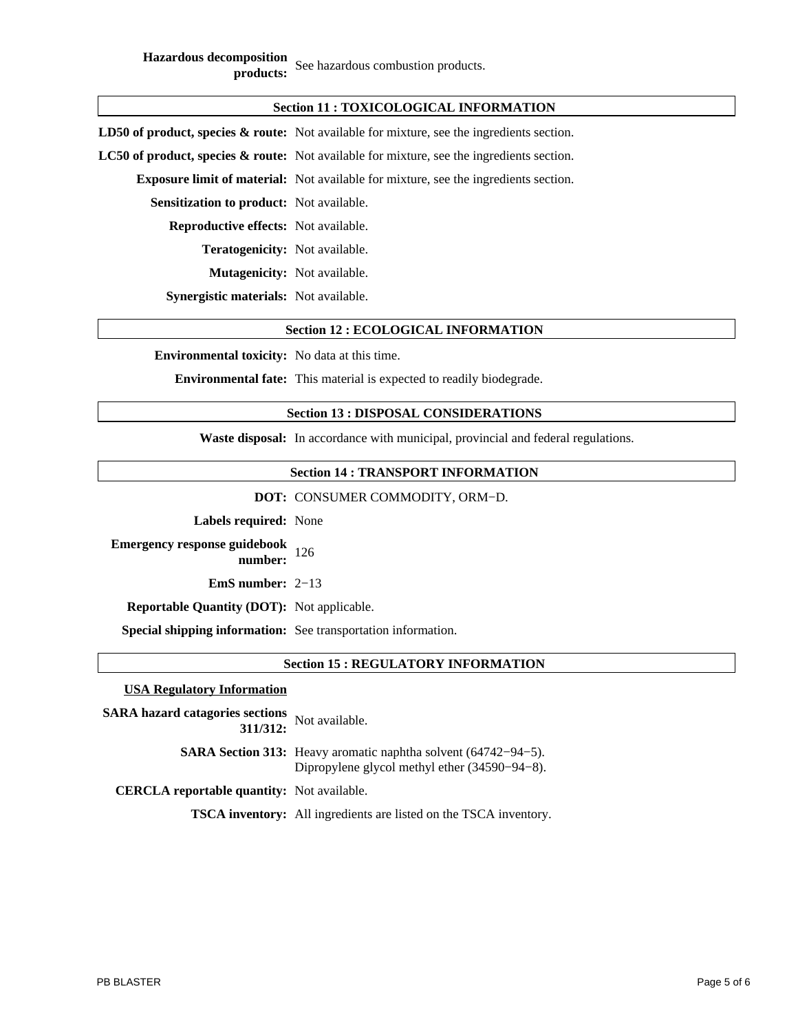**Hazardous decomposition products:** See hazardous combustion products.

## Section 11 : TOXICOLOGICAL INFORMATION

**LD50 of product, species & route:** Not available for mixture, see the ingredients section.

**LC50 of product, species & route:** Not available for mixture, see the ingredients section.

**Exposure limit of material:** Not available for mixture, see the ingredients section.

**Sensitization to product:** Not available.

**Reproductive effects:** Not available.

**Teratogenicity:** Not available.

**Mutagenicity:** Not available.

**Synergistic materials:** Not available.

## Section 12 : ECOLOGICAL INFORMATION

**Environmental toxicity:** No data at this time.

**Environmental fate:** This material is expected to readily biodegrade.

## Section 13 : DISPOSAL CONSIDERATIONS

**Waste disposal:** In accordance with municipal, provincial and federal regulations.

## Section 14 : TRANSPORT INFORMATION

**DOT:** CONSUMER COMMODITY, ORM−D.

**Labels required:** None

**Emergency response guidebook number:** 126

**EmS number:** 2−13

**Reportable Quantity (DOT):** Not applicable.

**Special shipping information:** See transportation information.

## Section 15 : REGULATORY INFORMATION

**USA Regulatory Information**

**SARA hazard catagories sections 311/312:** Not available.

**SARA Section 313:** Heavy aromatic naphtha solvent (64742−94−5).
Dipropylene glycol methyl ether (34590−94−8).

**CERCLA reportable quantity:** Not available.

**TSCA inventory:** All ingredients are listed on the TSCA inventory.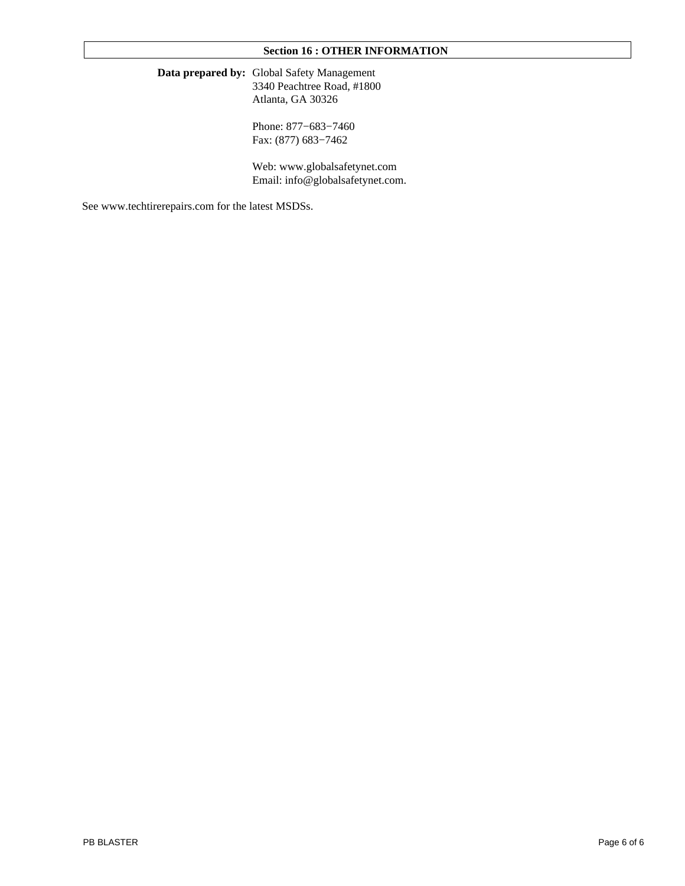## Section 16 : OTHER INFORMATION

**Data prepared by:** Global Safety Management
3340 Peachtree Road, #1800
Atlanta, GA 30326

Phone: 877−683−7460
Fax: (877) 683−7462

Web: www.globalsafetynet.com
Email: info@globalsafetynet.com.

See www.techtirerepairs.com for the latest MSDSs.